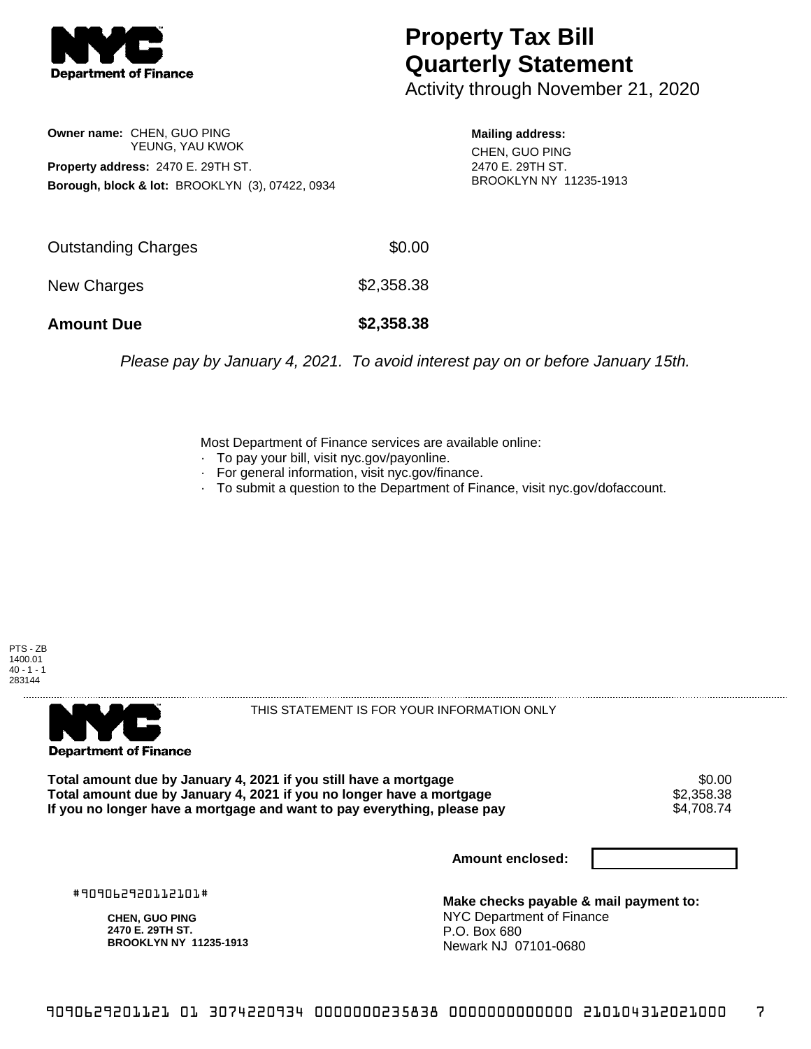**NYC Department of Finance**

# Property Tax Bill Quarterly Statement

Activity through November 21, 2020

**Owner name:** CHEN, GUO PING
YEUNG, YAU KWOK

**Property address:** 2470 E. 29TH ST.

**Borough, block & lot:** BROOKLYN (3), 07422, 0934

**Mailing address:**
CHEN, GUO PING
2470 E. 29TH ST.
BROOKLYN NY 11235-1913

| | |
|---|---|
| Outstanding Charges | $0.00 |
| New Charges | $2,358.38 |
| **Amount Due** | **$2,358.38** |

*Please pay by January 4, 2021. To avoid interest pay on or before January 15th.*

Most Department of Finance services are available online:

- To pay your bill, visit nyc.gov/payonline.
- For general information, visit nyc.gov/finance.
- To submit a question to the Department of Finance, visit nyc.gov/dofaccount.

PTS - ZB
1400.01
40 - 1 - 1
283144

**NYC Department of Finance**

THIS STATEMENT IS FOR YOUR INFORMATION ONLY

| | |
|---|---|
| **Total amount due by January 4, 2021 if you still have a mortgage** | $0.00 |
| **Total amount due by January 4, 2021 if you no longer have a mortgage** | $2,358.38 |
| **If you no longer have a mortgage and want to pay everything, please pay** | $4,708.74 |

**Amount enclosed:**

#909062920112101#

**CHEN, GUO PING**
**2470 E. 29TH ST.**
**BROOKLYN NY 11235-1913**

**Make checks payable & mail payment to:**
NYC Department of Finance
P.O. Box 680
Newark NJ 07101-0680

9090629201121 01 3074220934 0000000235838 0000000000000 210104312021000 7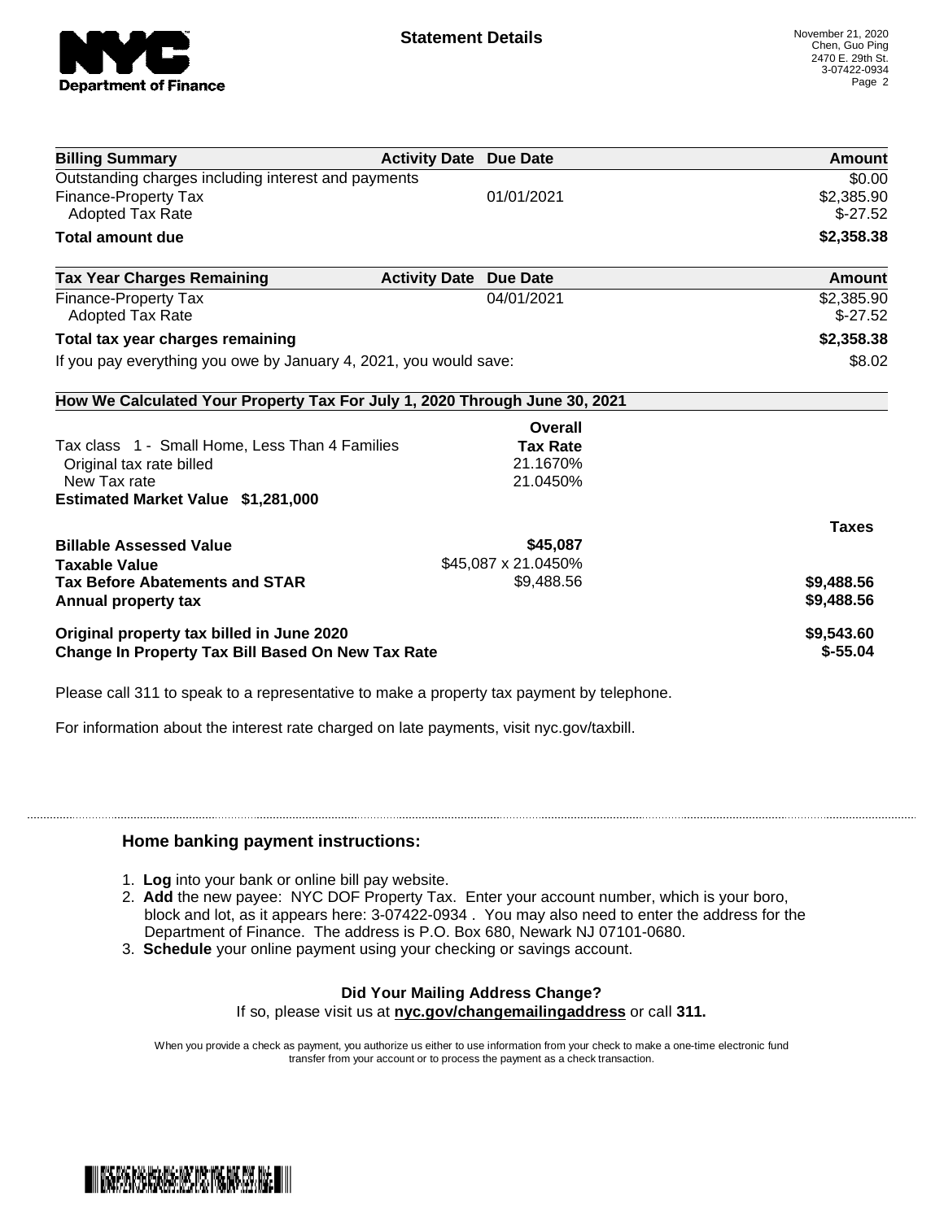## Statement Details

November 21, 2020
Chen, Guo Ping
2470 E. 29th St.
3-07422-0934

| Billing Summary | Activity Date | Due Date | Amount |
|---|---|---|---|
| Outstanding charges including interest and payments | | | $0.00 |
| Finance-Property Tax | | 01/01/2021 | $2,385.90 |
| Adopted Tax Rate | | | $-27.52 |
| **Total amount due** | | | **$2,358.38** |

| Tax Year Charges Remaining | Activity Date | Due Date | Amount |
|---|---|---|---|
| Finance-Property Tax | | 04/01/2021 | $2,385.90 |
| Adopted Tax Rate | | | $-27.52 |
| **Total tax year charges remaining** | | | **$2,358.38** |
| If you pay everything you owe by January 4, 2021, you would save: | | | $8.02 |

### How We Calculated Your Property Tax For July 1, 2020 Through June 30, 2021

| | Overall Tax Rate | |
|---|---|---|
| Tax class 1 - Small Home, Less Than 4 Families | | |
| Original tax rate billed | 21.1670% | |
| New Tax rate | 21.0450% | |
| **Estimated Market Value $1,281,000** | | |
| | | **Taxes** |
| **Billable Assessed Value** | **$45,087** | |
| **Taxable Value** | $45,087 x 21.0450% | |
| **Tax Before Abatements and STAR** | $9,488.56 | **$9,488.56** |
| **Annual property tax** | | **$9,488.56** |
| **Original property tax billed in June 2020** | | **$9,543.60** |
| **Change In Property Tax Bill Based On New Tax Rate** | | **$-55.04** |

Please call 311 to speak to a representative to make a property tax payment by telephone.

For information about the interest rate charged on late payments, visit nyc.gov/taxbill.

### Home banking payment instructions:

1. **Log** into your bank or online bill pay website.
2. **Add** the new payee: NYC DOF Property Tax. Enter your account number, which is your boro, block and lot, as it appears here: 3-07422-0934 . You may also need to enter the address for the Department of Finance. The address is P.O. Box 680, Newark NJ 07101-0680.
3. **Schedule** your online payment using your checking or savings account.

**Did Your Mailing Address Change?**
If so, please visit us at **nyc.gov/changemailingaddress** or call **311.**

When you provide a check as payment, you authorize us either to use information from your check to make a one-time electronic fund transfer from your account or to process the payment as a check transaction.